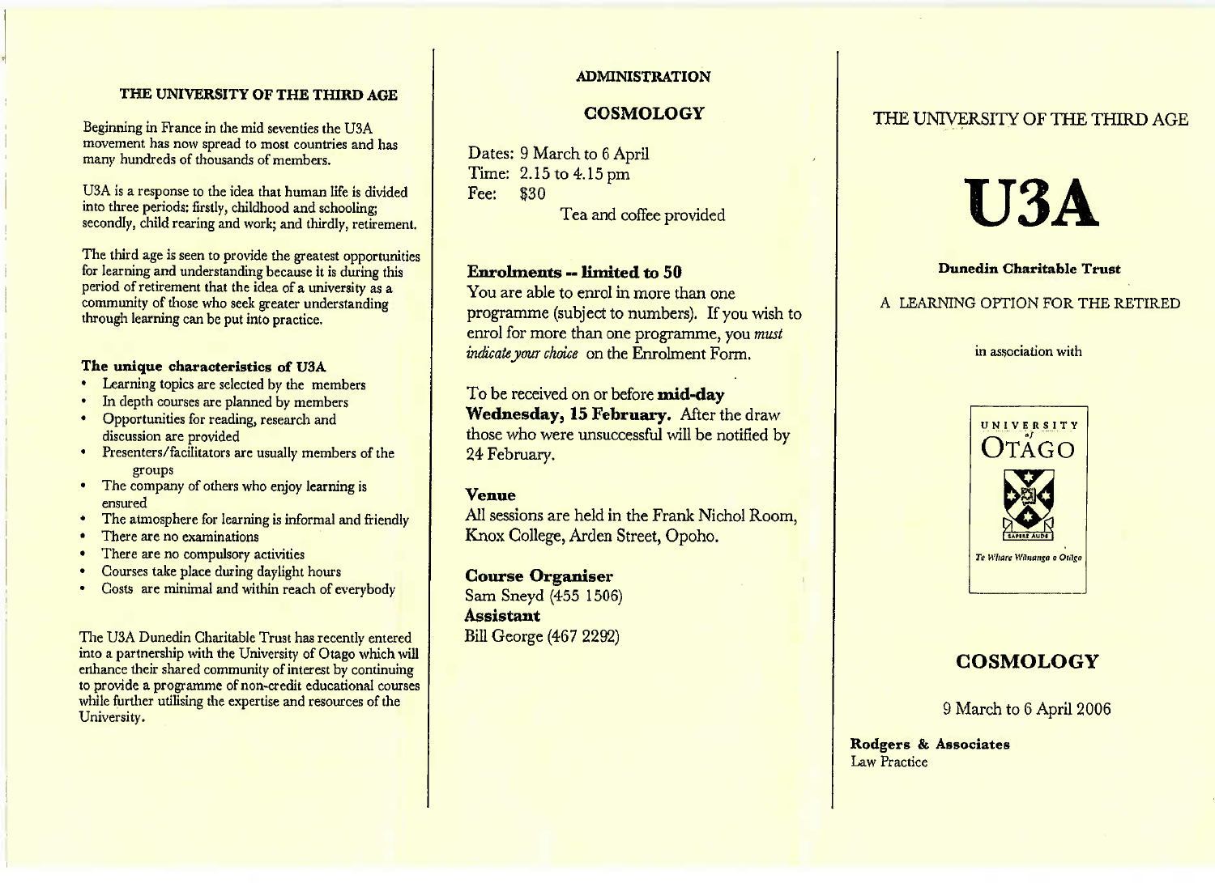## THE UNIVERSITY OF THE THIRD AGE

Beginning in France in the mid seventies the U3A movement has now spread to most countries and has many hundreds of thousands of members.

U3A is a response to the idea that human life is divided into three periods: firstly, childhood and schooling; secondly, child rearing and work; and thirdly, retirement.

The third age is seen to provide the greatest opportunities for learning and understanding because it is during this period of retirement that the idea of a university as a community of those who seek greater understanding through learning can be put into practice.

### The unique characteristics of U3A

- Learning topics are selected by the members
- In depth courses are planned by members
- Opportunities for reading, research and discussion are provided
- Presenters/facilitators are usually members of the groups
- The company of others who enjoy learning is ensured
- The atmosphere for learning is informal and friendly
- There are no examinations
- There are no compulsory activities
- Courses take place during daylight hours
- Costs are minimal and within reach of everybody

The U3A Dunedin Charitable Trust has recently entered into a partnership with the University of Otago which will enhance their shared community of interest by continuing to provide a programme of non-credit educational courses while further utilising the expertise and resources of the University.

## ADMINISTRATION

## COSMOLOGY

Dates: 9 March to 6 April
Time: 2.15 to 4.15 pm
Fee: $30
Tea and coffee provided

### Enrolments -- limited to 50

You are able to enrol in more than one programme (subject to numbers). If you wish to enrol for more than one programme, you *must indicate your choice* on the Enrolment Form.

To be received on or before **mid-day Wednesday, 15 February.** After the draw those who were unsuccessful will be notified by 24 February.

### Venue

All sessions are held in the Frank Nichol Room, Knox College, Arden Street, Opoho.

### Course Organiser

Sam Sneyd (455 1506)

### Assistant

Bill George (467 2292)

THE UNIVERSITY OF THE THIRD AGE

# U3A

**Dunedin Charitable Trust**

A LEARNING OPTION FOR THE RETIRED

in association with

UNIVERSITY of OTAGO

SAPERE AUDE

*Te Whare Wānanga o Otāgo*

## COSMOLOGY

9 March to 6 April 2006

**Rodgers & Associates**
Law Practice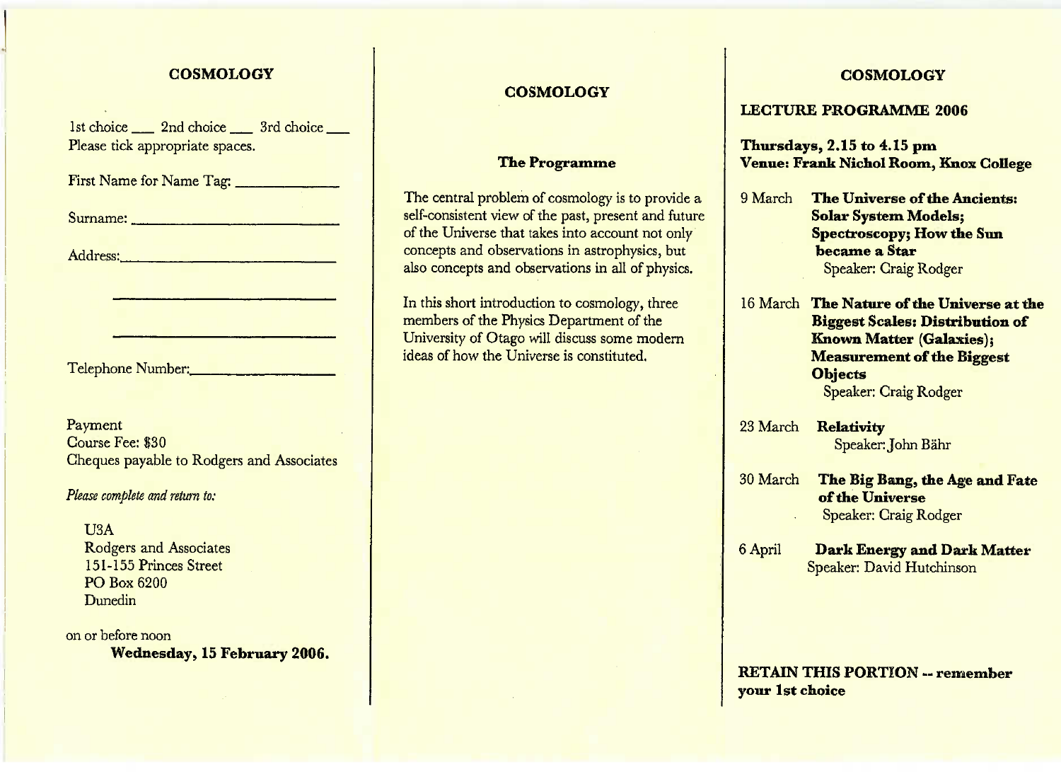## COSMOLOGY

1st choice \_\_\_ 2nd choice \_\_\_ 3rd choice \_\_\_
Please tick appropriate spaces.

First Name for Name Tag: \_\_\_\_\_\_\_\_\_\_\_\_

Surname: \_\_\_\_\_\_\_\_\_\_\_\_\_\_\_\_\_\_\_\_

Address: \_\_\_\_\_\_\_\_\_\_\_\_\_\_\_\_\_\_\_\_

\_\_\_\_\_\_\_\_\_\_\_\_\_\_\_\_\_\_\_\_

\_\_\_\_\_\_\_\_\_\_\_\_\_\_\_\_\_\_\_\_

Telephone Number: \_\_\_\_\_\_\_\_\_\_\_\_\_\_\_\_

Payment
Course Fee: $30
Cheques payable to Rodgers and Associates

*Please complete and return to:*

U3A
Rodgers and Associates
151-155 Princes Street
PO Box 6200
Dunedin

on or before noon
**Wednesday, 15 February 2006.**

## COSMOLOGY

### The Programme

The central problem of cosmology is to provide a self-consistent view of the past, present and future of the Universe that takes into account not only concepts and observations in astrophysics, but also concepts and observations in all of physics.

In this short introduction to cosmology, three members of the Physics Department of the University of Otago will discuss some modern ideas of how the Universe is constituted.

## COSMOLOGY

### LECTURE PROGRAMME 2006

**Thursdays, 2.15 to 4.15 pm**
**Venue: Frank Nichol Room, Knox College**

9 March **The Universe of the Ancients: Solar System Models; Spectroscopy; How the Sun became a Star**
Speaker: Craig Rodger

16 March **The Nature of the Universe at the Biggest Scales: Distribution of Known Matter (Galaxies); Measurement of the Biggest Objects**
Speaker: Craig Rodger

23 March **Relativity**
Speaker: John Bähr

30 March **The Big Bang, the Age and Fate of the Universe**
Speaker: Craig Rodger

6 April **Dark Energy and Dark Matter**
Speaker: David Hutchinson

**RETAIN THIS PORTION -- remember your 1st choice**